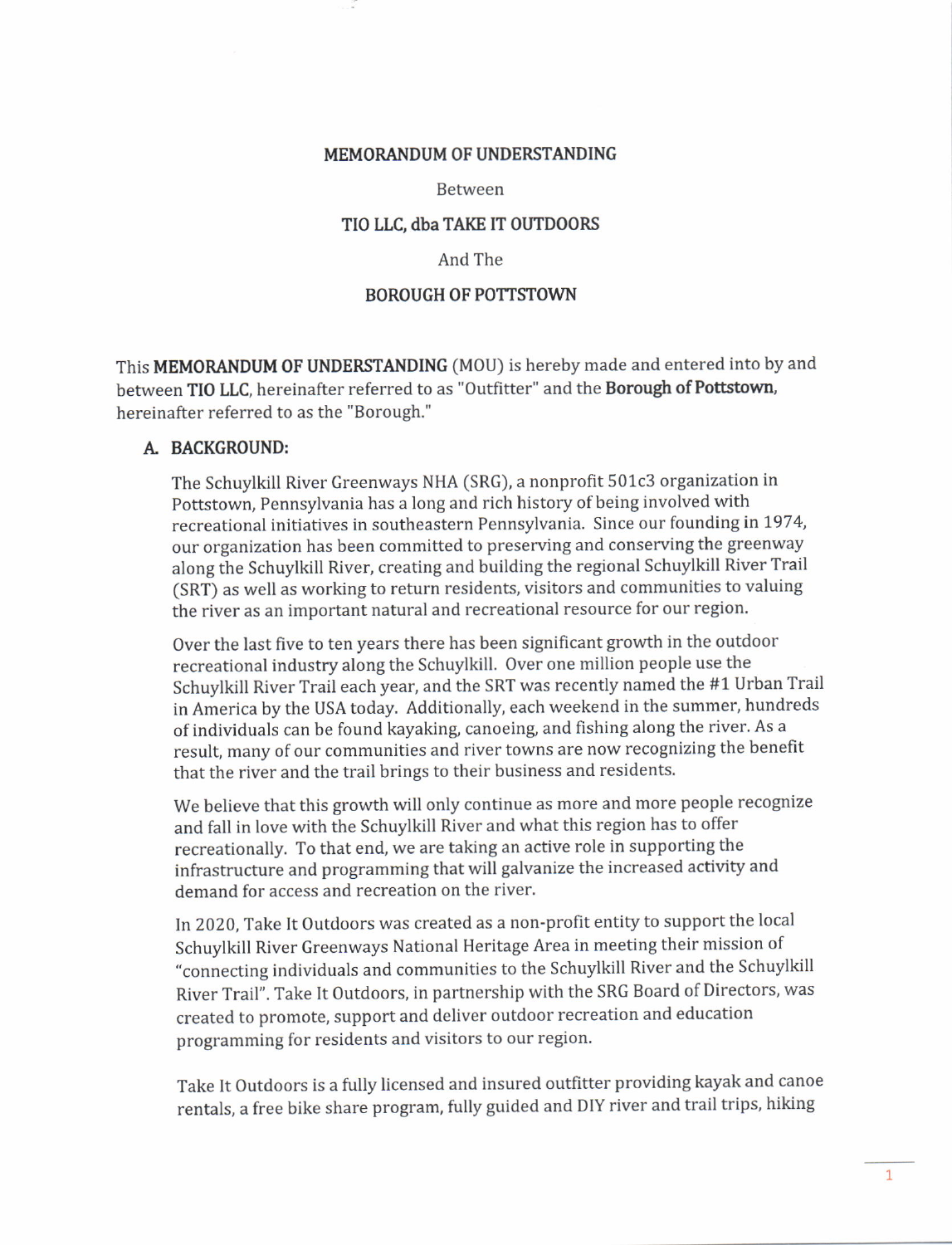**MEMORANDUM OF UNDERSTANDING**

Between

**TIO LLC, dba TAKE IT OUTDOORS**

And The

**BOROUGH OF POTTSTOWN**

This **MEMORANDUM OF UNDERSTANDING** (MOU) is hereby made and entered into by and between **TIO LLC**, hereinafter referred to as "Outfitter" and the **Borough of Pottstown**, hereinafter referred to as the "Borough."

## A. BACKGROUND:

The Schuylkill River Greenways NHA (SRG), a nonprofit 501c3 organization in Pottstown, Pennsylvania has a long and rich history of being involved with recreational initiatives in southeastern Pennsylvania. Since our founding in 1974, our organization has been committed to preserving and conserving the greenway along the Schuylkill River, creating and building the regional Schuylkill River Trail (SRT) as well as working to return residents, visitors and communities to valuing the river as an important natural and recreational resource for our region.

Over the last five to ten years there has been significant growth in the outdoor recreational industry along the Schuylkill. Over one million people use the Schuylkill River Trail each year, and the SRT was recently named the #1 Urban Trail in America by the USA today. Additionally, each weekend in the summer, hundreds of individuals can be found kayaking, canoeing, and fishing along the river. As a result, many of our communities and river towns are now recognizing the benefit that the river and the trail brings to their business and residents.

We believe that this growth will only continue as more and more people recognize and fall in love with the Schuylkill River and what this region has to offer recreationally. To that end, we are taking an active role in supporting the infrastructure and programming that will galvanize the increased activity and demand for access and recreation on the river.

In 2020, Take It Outdoors was created as a non-profit entity to support the local Schuylkill River Greenways National Heritage Area in meeting their mission of "connecting individuals and communities to the Schuylkill River and the Schuylkill River Trail". Take It Outdoors, in partnership with the SRG Board of Directors, was created to promote, support and deliver outdoor recreation and education programming for residents and visitors to our region.

Take It Outdoors is a fully licensed and insured outfitter providing kayak and canoe rentals, a free bike share program, fully guided and DIY river and trail trips, hiking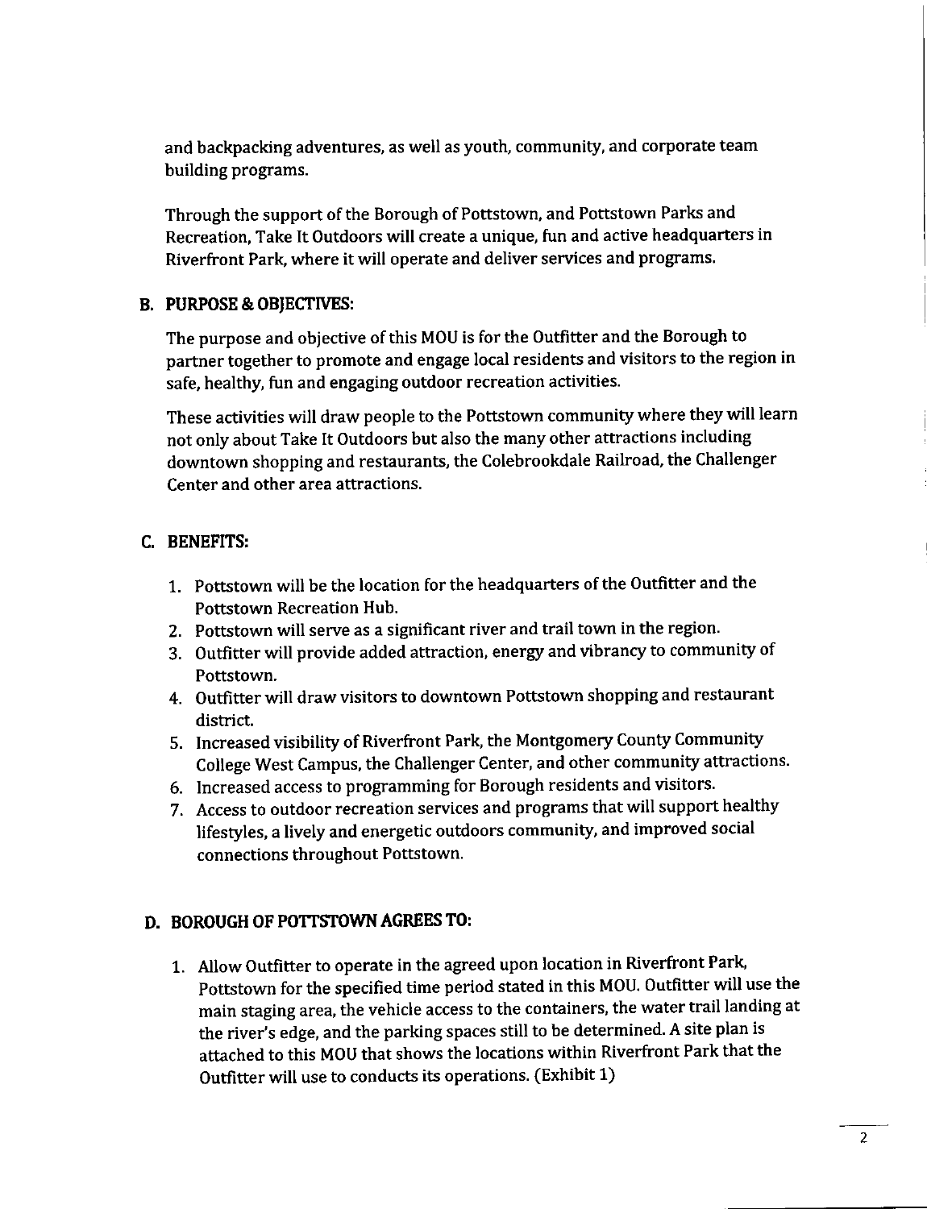and backpacking adventures, as well as youth, community, and corporate team building programs.

Through the support of the Borough of Pottstown, and Pottstown Parks and Recreation, Take It Outdoors will create a unique, fun and active headquarters in Riverfront Park, where it will operate and deliver services and programs.

### B. PURPOSE & OBJECTIVES:

The purpose and objective of this MOU is for the Outfitter and the Borough to partner together to promote and engage local residents and visitors to the region in safe, healthy, fun and engaging outdoor recreation activities.

These activities will draw people to the Pottstown community where they will learn not only about Take It Outdoors but also the many other attractions including downtown shopping and restaurants, the Colebrookdale Railroad, the Challenger Center and other area attractions.

### C. BENEFITS:

1. Pottstown will be the location for the headquarters of the Outfitter and the Pottstown Recreation Hub.
2. Pottstown will serve as a significant river and trail town in the region.
3. Outfitter will provide added attraction, energy and vibrancy to community of Pottstown.
4. Outfitter will draw visitors to downtown Pottstown shopping and restaurant district.
5. Increased visibility of Riverfront Park, the Montgomery County Community College West Campus, the Challenger Center, and other community attractions.
6. Increased access to programming for Borough residents and visitors.
7. Access to outdoor recreation services and programs that will support healthy lifestyles, a lively and energetic outdoors community, and improved social connections throughout Pottstown.

### D. BOROUGH OF POTTSTOWN AGREES TO:

1. Allow Outfitter to operate in the agreed upon location in Riverfront Park, Pottstown for the specified time period stated in this MOU. Outfitter will use the main staging area, the vehicle access to the containers, the water trail landing at the river's edge, and the parking spaces still to be determined. A site plan is attached to this MOU that shows the locations within Riverfront Park that the Outfitter will use to conducts its operations. (Exhibit 1)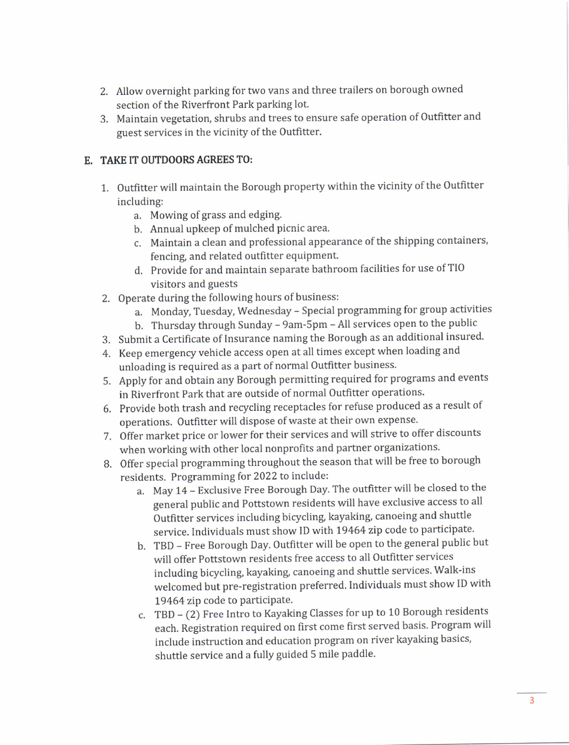2. Allow overnight parking for two vans and three trailers on borough owned section of the Riverfront Park parking lot.
3. Maintain vegetation, shrubs and trees to ensure safe operation of Outfitter and guest services in the vicinity of the Outfitter.

## E. TAKE IT OUTDOORS AGREES TO:

1. Outfitter will maintain the Borough property within the vicinity of the Outfitter including:
   a. Mowing of grass and edging.
   b. Annual upkeep of mulched picnic area.
   c. Maintain a clean and professional appearance of the shipping containers, fencing, and related outfitter equipment.
   d. Provide for and maintain separate bathroom facilities for use of TIO visitors and guests
2. Operate during the following hours of business:
   a. Monday, Tuesday, Wednesday – Special programming for group activities
   b. Thursday through Sunday – 9am-5pm – All services open to the public
3. Submit a Certificate of Insurance naming the Borough as an additional insured.
4. Keep emergency vehicle access open at all times except when loading and unloading is required as a part of normal Outfitter business.
5. Apply for and obtain any Borough permitting required for programs and events in Riverfront Park that are outside of normal Outfitter operations.
6. Provide both trash and recycling receptacles for refuse produced as a result of operations. Outfitter will dispose of waste at their own expense.
7. Offer market price or lower for their services and will strive to offer discounts when working with other local nonprofits and partner organizations.
8. Offer special programming throughout the season that will be free to borough residents. Programming for 2022 to include:
   a. May 14 – Exclusive Free Borough Day. The outfitter will be closed to the general public and Pottstown residents will have exclusive access to all Outfitter services including bicycling, kayaking, canoeing and shuttle service. Individuals must show ID with 19464 zip code to participate.
   b. TBD – Free Borough Day. Outfitter will be open to the general public but will offer Pottstown residents free access to all Outfitter services including bicycling, kayaking, canoeing and shuttle services. Walk-ins welcomed but pre-registration preferred. Individuals must show ID with 19464 zip code to participate.
   c. TBD – (2) Free Intro to Kayaking Classes for up to 10 Borough residents each. Registration required on first come first served basis. Program will include instruction and education program on river kayaking basics, shuttle service and a fully guided 5 mile paddle.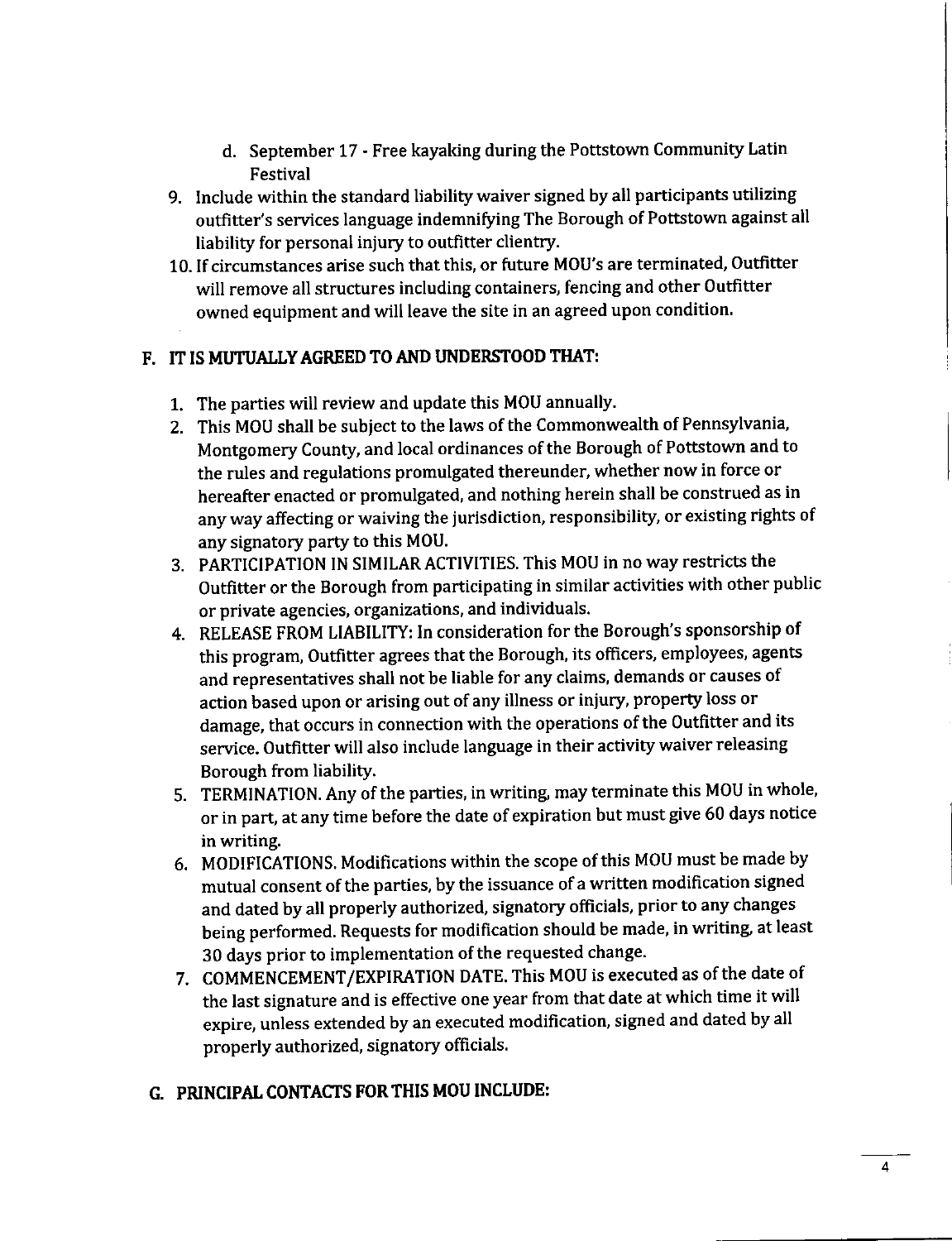d. September 17 - Free kayaking during the Pottstown Community Latin Festival

9. Include within the standard liability waiver signed by all participants utilizing outfitter's services language indemnifying The Borough of Pottstown against all liability for personal injury to outfitter clientry.
10. If circumstances arise such that this, or future MOU's are terminated, Outfitter will remove all structures including containers, fencing and other Outfitter owned equipment and will leave the site in an agreed upon condition.

## F. IT IS MUTUALLY AGREED TO AND UNDERSTOOD THAT:

1. The parties will review and update this MOU annually.
2. This MOU shall be subject to the laws of the Commonwealth of Pennsylvania, Montgomery County, and local ordinances of the Borough of Pottstown and to the rules and regulations promulgated thereunder, whether now in force or hereafter enacted or promulgated, and nothing herein shall be construed as in any way affecting or waiving the jurisdiction, responsibility, or existing rights of any signatory party to this MOU.
3. PARTICIPATION IN SIMILAR ACTIVITIES. This MOU in no way restricts the Outfitter or the Borough from participating in similar activities with other public or private agencies, organizations, and individuals.
4. RELEASE FROM LIABILITY: In consideration for the Borough's sponsorship of this program, Outfitter agrees that the Borough, its officers, employees, agents and representatives shall not be liable for any claims, demands or causes of action based upon or arising out of any illness or injury, property loss or damage, that occurs in connection with the operations of the Outfitter and its service. Outfitter will also include language in their activity waiver releasing Borough from liability.
5. TERMINATION. Any of the parties, in writing, may terminate this MOU in whole, or in part, at any time before the date of expiration but must give 60 days notice in writing.
6. MODIFICATIONS. Modifications within the scope of this MOU must be made by mutual consent of the parties, by the issuance of a written modification signed and dated by all properly authorized, signatory officials, prior to any changes being performed. Requests for modification should be made, in writing, at least 30 days prior to implementation of the requested change.
7. COMMENCEMENT/EXPIRATION DATE. This MOU is executed as of the date of the last signature and is effective one year from that date at which time it will expire, unless extended by an executed modification, signed and dated by all properly authorized, signatory officials.

## G. PRINCIPAL CONTACTS FOR THIS MOU INCLUDE: